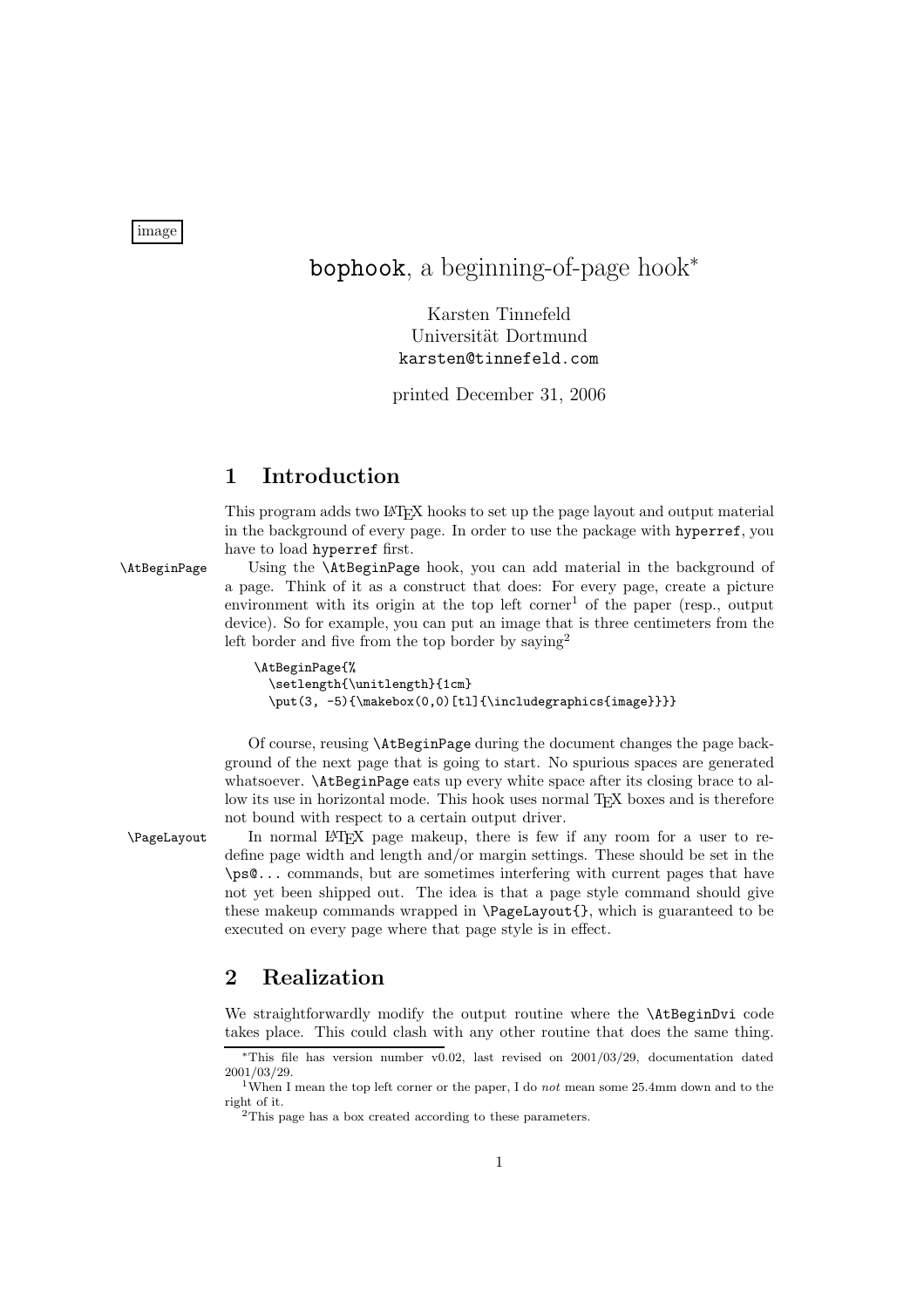image

# bophook, a beginning-of-page hook*

Karsten Tinnefeld
Universität Dortmund
karsten@tinnefeld.com

printed December 31, 2006

## 1 Introduction

This program adds two LaTeX hooks to set up the page layout and output material in the background of every page. In order to use the package with hyperref, you have to load hyperref first.

\AtBeginPage Using the \AtBeginPage hook, you can add material in the background of a page. Think of it as a construct that does: For every page, create a picture environment with its origin at the top left corner[1] of the paper (resp., output device). So for example, you can put an image that is three centimeters from the left border and five from the top border by saying[2]

```
\AtBeginPage{%
  \setlength{\unitlength}{1cm}
  \put(3, -5){\makebox(0,0)[tl]{\includegraphics{image}}}}
```

Of course, reusing \AtBeginPage during the document changes the page background of the next page that is going to start. No spurious spaces are generated whatsoever. \AtBeginPage eats up every white space after its closing brace to allow its use in horizontal mode. This hook uses normal TeX boxes and is therefore not bound with respect to a certain output driver.

\PageLayout In normal LaTeX page makeup, there is few if any room for a user to redefine page width and length and/or margin settings. These should be set in the \ps@... commands, but are sometimes interfering with current pages that have not yet been shipped out. The idea is that a page style command should give these makeup commands wrapped in \PageLayout{}, which is guaranteed to be executed on every page where that page style is in effect.

## 2 Realization

We straightforwardly modify the output routine where the \AtBeginDvi code takes place. This could clash with any other routine that does the same thing.

---

*This file has version number v0.02, last revised on 2001/03/29, documentation dated 2001/03/29.

[1]When I mean the top left corner or the paper, I do *not* mean some 25.4mm down and to the right of it.

[2]This page has a box created according to these parameters.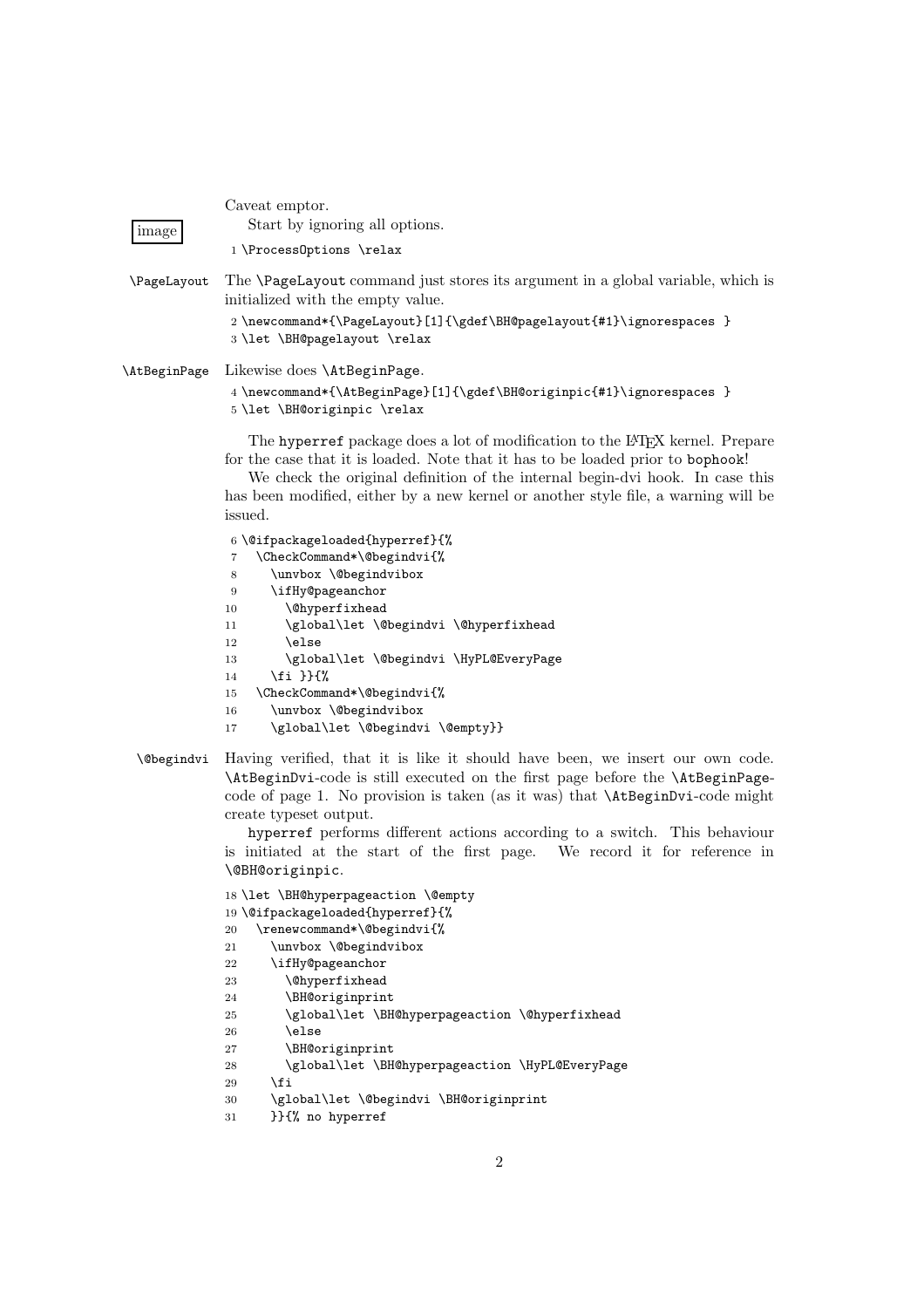Caveat emptor.

image Start by ignoring all options.

```
1 \ProcessOptions \relax
```

\PageLayout The \PageLayout command just stores its argument in a global variable, which is initialized with the empty value.

```
2 \newcommand*{\PageLayout}[1]{\gdef\BH@pagelayout{#1}\ignorespaces }
3 \let \BH@pagelayout \relax
```

\AtBeginPage Likewise does \AtBeginPage.

```
4 \newcommand*{\AtBeginPage}[1]{\gdef\BH@originpic{#1}\ignorespaces }
5 \let \BH@originpic \relax
```

The hyperref package does a lot of modification to the LaTeX kernel. Prepare for the case that it is loaded. Note that it has to be loaded prior to bophook!

We check the original definition of the internal begin-dvi hook. In case this has been modified, either by a new kernel or another style file, a warning will be issued.

```
6 \@ifpackageloaded{hyperref}{%
7   \CheckCommand*\@begindvi{%
8     \unvbox \@begindvibox
9     \ifHy@pageanchor
10      \@hyperfixhead
11      \global\let \@begindvi \@hyperfixhead
12      \else
13      \global\let \@begindvi \HyPL@EveryPage
14    \fi }}{%
15  \CheckCommand*\@begindvi{%
16    \unvbox \@begindvibox
17    \global\let \@begindvi \@empty}}
```

\@begindvi Having verified, that it is like it should have been, we insert our own code. \AtBeginDvi-code is still executed on the first page before the \AtBeginPage-code of page 1. No provision is taken (as it was) that \AtBeginDvi-code might create typeset output.

hyperref performs different actions according to a switch. This behaviour is initiated at the start of the first page. We record it for reference in \@BH@originpic.

```
18 \let \BH@hyperpageaction \@empty
19 \@ifpackageloaded{hyperref}{%
20   \renewcommand*\@begindvi{%
21     \unvbox \@begindvibox
22     \ifHy@pageanchor
23       \@hyperfixhead
24       \BH@originprint
25       \global\let \BH@hyperpageaction \@hyperfixhead
26       \else
27       \BH@originprint
28       \global\let \BH@hyperpageaction \HyPL@EveryPage
29     \fi
30     \global\let \@begindvi \BH@originprint
31     }}{% no hyperref
```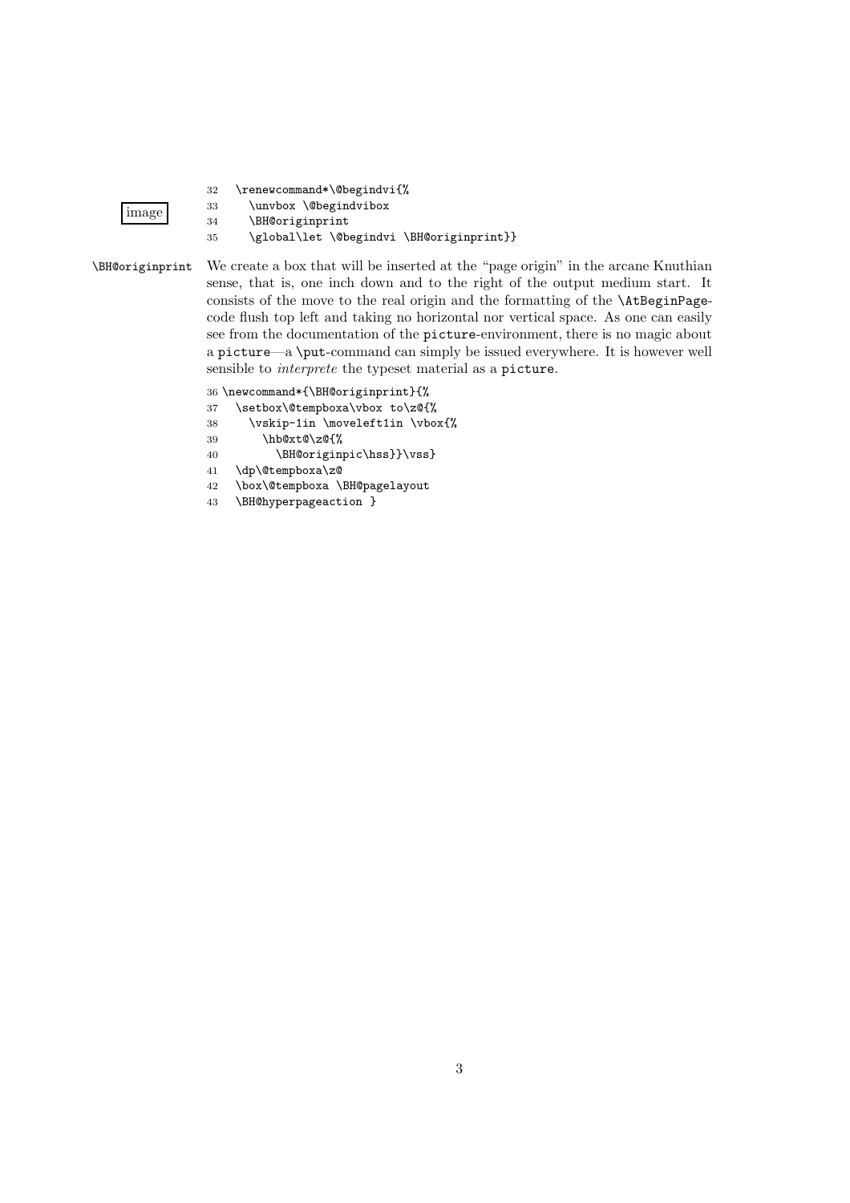```
32   \renewcommand*\@begindvi{%
33     \unvbox \@begindvibox
34     \BH@originprint
35     \global\let \@begindvi \BH@originprint}}
```

image

`\BH@originprint` We create a box that will be inserted at the "page origin" in the arcane Knuthian sense, that is, one inch down and to the right of the output medium start. It consists of the move to the real origin and the formatting of the `\AtBeginPage`-code flush top left and taking no horizontal nor vertical space. As one can easily see from the documentation of the `picture`-environment, there is no magic about a `picture`—a `\put`-command can simply be issued everywhere. It is however well sensible to *interprete* the typeset material as a `picture`.

```
36 \newcommand*{\BH@originprint}{%
37   \setbox\@tempboxa\vbox to\z@{%
38     \vskip-1in \moveleft1in \vbox{%
39       \hb@xt@\z@{%
40         \BH@originpic\hss}}\vss}
41   \dp\@tempboxa\z@
42   \box\@tempboxa \BH@pagelayout
43   \BH@hyperpageaction }
```